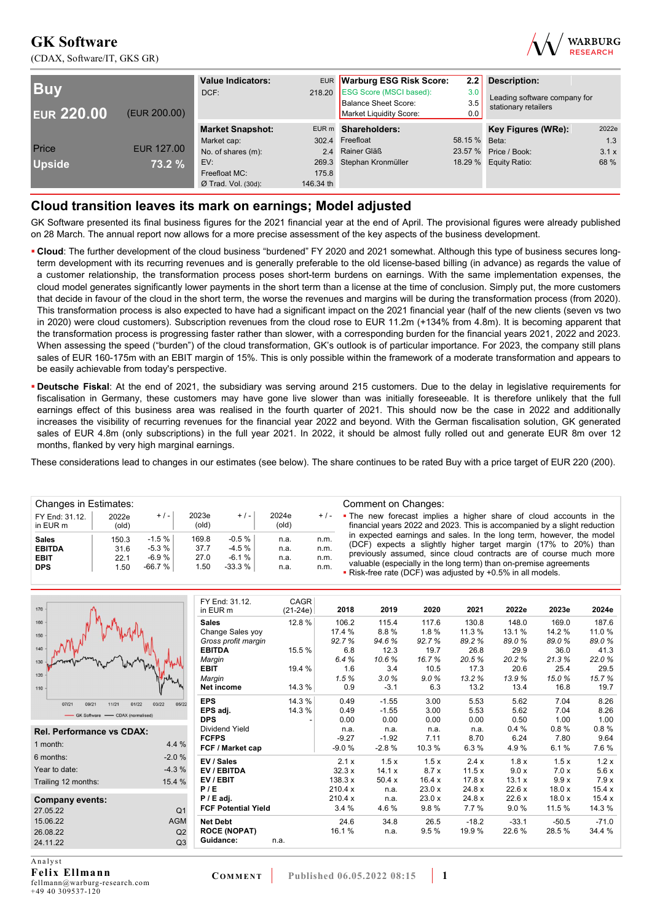# GK Software

(CDAX, Software/IT, GKS GR)

| **Buy** | |
|---|---|
| **EUR 220.00** | (EUR 200.00) |
| Price | EUR 127.00 |
| **Upside** | **73.2 %** |

| **Value Indicators:** | EUR |
|---|---|
| DCF: | 218.20 |

| **Warburg ESG Risk Score:** | **2.2** |
|---|---|
| ESG Score (MSCI based): | 3.0 |
| Balance Sheet Score: | 3.5 |
| Market Liquidity Score: | 0.0 |

**Description:** Leading software company for stationary retailers

| **Market Snapshot:** | EUR m |
|---|---|
| Market cap: | 302.4 |
| No. of shares (m): | 2.4 |
| EV: | 269.3 |
| Freefloat MC: | 175.8 |
| Ø Trad. Vol. (30d): | 146.34 th |

| **Shareholders:** | |
|---|---|
| Freefloat | 58.15 % |
| Rainer Gläß | 23.57 % |
| Stephan Kronmüller | 18.29 % |

| **Key Figures (WRe):** | 2022e |
|---|---|
| Beta: | 1.3 |
| Price / Book: | 3.1 x |
| Equity Ratio: | 68 % |

## Cloud transition leaves its mark on earnings; Model adjusted

GK Software presented its final business figures for the 2021 financial year at the end of April. The provisional figures were already published on 28 March. The annual report now allows for a more precise assessment of the key aspects of the business development.

- **Cloud**: The further development of the cloud business "burdened" FY 2020 and 2021 somewhat. Although this type of business secures long-term development with its recurring revenues and is generally preferable to the old license-based billing (in advance) as regards the value of a customer relationship, the transformation process poses short-term burdens on earnings. With the same implementation expenses, the cloud model generates significantly lower payments in the short term than a license at the time of conclusion. Simply put, the more customers that decide in favour of the cloud in the short term, the worse the revenues and margins will be during the transformation process (from 2020). This transformation process is also expected to have had a significant impact on the 2021 financial year (half of the new clients (seven vs two in 2020) were cloud customers). Subscription revenues from the cloud rose to EUR 11.2m (+134% from 4.8m). It is becoming apparent that the transformation process is progressing faster rather than slower, with a corresponding burden for the financial years 2021, 2022 and 2023. When assessing the speed ("burden") of the cloud transformation, GK's outlook is of particular importance. For 2023, the company still plans sales of EUR 160-175m with an EBIT margin of 15%. This is only possible within the framework of a moderate transformation and appears to be easily achievable from today's perspective.
- **Deutsche Fiskal**: At the end of 2021, the subsidiary was serving around 215 customers. Due to the delay in legislative requirements for fiscalisation in Germany, these customers may have gone live slower than was initially foreseeable. It is therefore unlikely that the full earnings effect of this business area was realised in the fourth quarter of 2021. This should now be the case in 2022 and additionally increases the visibility of recurring revenues for the financial year 2022 and beyond. With the German fiscalisation solution, GK generated sales of EUR 4.8m (only subscriptions) in the full year 2021. In 2022, it should be almost fully rolled out and generate EUR 8m over 12 months, flanked by very high marginal earnings.

These considerations lead to changes in our estimates (see below). The share continues to be rated Buy with a price target of EUR 220 (200).

**Changes in Estimates:**

| FY End: 31.12. in EUR m | 2022e (old) | + / - | 2023e (old) | + / - | 2024e (old) | + / - |
|---|---|---|---|---|---|---|
| **Sales** | 150.3 | -1.5 % | 169.8 | -0.5 % | n.a. | n.m. |
| **EBITDA** | 31.6 | -5.3 % | 37.7 | -4.5 % | n.a. | n.m. |
| **EBIT** | 22.1 | -6.9 % | 27.0 | -6.1 % | n.a. | n.m. |
| **DPS** | 1.50 | -66.7 % | 1.50 | -33.3 % | n.a. | n.m. |

**Comment on Changes:**

- The new forecast implies a higher share of cloud accounts in the financial years 2022 and 2023. This is accompanied by a slight reduction in expected earnings and sales. In the long term, however, the model (DCF) expects a slightly higher target margin (17% to 20%) than previously assumed, since cloud contracts are of course much more valuable (especially in the long term) than on-premise agreements
- Risk-free rate (DCF) was adjusted by +0.5% in all models.

| **Rel. Performance vs CDAX:** | |
|---|---|
| 1 month: | 4.4 % |
| 6 months: | -2.0 % |
| Year to date: | -4.3 % |
| Trailing 12 months: | 15.4 % |

| **Company events:** | |
|---|---|
| 27.05.22 | Q1 |
| 15.06.22 | AGM |
| 26.08.22 | Q2 |
| 24.11.22 | Q3 |

| FY End: 31.12. in EUR m | CAGR (21-24e) | 2018 | 2019 | 2020 | 2021 | 2022e | 2023e | 2024e |
|---|---|---|---|---|---|---|---|---|
| **Sales** | 12.8 % | 106.2 | 115.4 | 117.6 | 130.8 | 148.0 | 169.0 | 187.6 |
| Change Sales yoy | | 17.4 % | 8.8 % | 1.8 % | 11.3 % | 13.1 % | 14.2 % | 11.0 % |
| *Gross profit margin* | | 92.7 % | 94.6 % | 92.7 % | 89.2 % | 89.0 % | 89.0 % | 89.0 % |
| **EBITDA** | 15.5 % | 6.8 | 12.3 | 19.7 | 26.8 | 29.9 | 36.0 | 41.3 |
| *Margin* | | 6.4 % | 10.6 % | 16.7 % | 20.5 % | 20.2 % | 21.3 % | 22.0 % |
| **EBIT** | 19.4 % | 1.6 | 3.4 | 10.5 | 17.3 | 20.6 | 25.4 | 29.5 |
| *Margin* | | 1.5 % | 3.0 % | 9.0 % | 13.2 % | 13.9 % | 15.0 % | 15.7 % |
| **Net income** | 14.3 % | 0.9 | -3.1 | 6.3 | 13.2 | 13.4 | 16.8 | 19.7 |
| **EPS** | 14.3 % | 0.49 | -1.55 | 3.00 | 5.53 | 5.62 | 7.04 | 8.26 |
| **EPS adj.** | 14.3 % | 0.49 | -1.55 | 3.00 | 5.53 | 5.62 | 7.04 | 8.26 |
| **DPS** | - | 0.00 | 0.00 | 0.00 | 0.00 | 0.50 | 1.00 | 1.00 |
| Dividend Yield | | n.a. | n.a. | n.a. | n.a. | 0.4 % | 0.8 % | 0.8 % |
| **FCFPS** | | -9.27 | -1.92 | 7.11 | 8.70 | 6.24 | 7.80 | 9.64 |
| **FCF / Market cap** | | -9.0 % | -2.8 % | 10.3 % | 6.3 % | 4.9 % | 6.1 % | 7.6 % |
| **EV / Sales** | | 2.1 x | 1.5 x | 1.5 x | 2.4 x | 1.8 x | 1.5 x | 1.2 x |
| **EV / EBITDA** | | 32.3 x | 14.1 x | 8.7 x | 11.5 x | 9.0 x | 7.0 x | 5.6 x |
| **EV / EBIT** | | 138.3 x | 50.4 x | 16.4 x | 17.8 x | 13.1 x | 9.9 x | 7.9 x |
| **P / E** | | 210.4 x | n.a. | 23.0 x | 24.8 x | 22.6 x | 18.0 x | 15.4 x |
| **P / E adj.** | | 210.4 x | n.a. | 23.0 x | 24.8 x | 22.6 x | 18.0 x | 15.4 x |
| **FCF Potential Yield** | | 3.4 % | 4.6 % | 9.8 % | 7.7 % | 9.0 % | 11.5 % | 14.3 % |
| **Net Debt** | | 24.6 | 34.8 | 26.5 | -18.2 | -33.1 | -50.5 | -71.0 |
| **ROCE (NOPAT)** | | 16.1 % | n.a. | 9.5 % | 19.9 % | 22.6 % | 28.5 % | 34.4 % |
| **Guidance:** | n.a. | | | | | | | |

Analyst
**Felix Ellmann**
fellmann@warburg-research.com
+49 40 309537-120

**COMMENT** Published 06.05.2022 08:15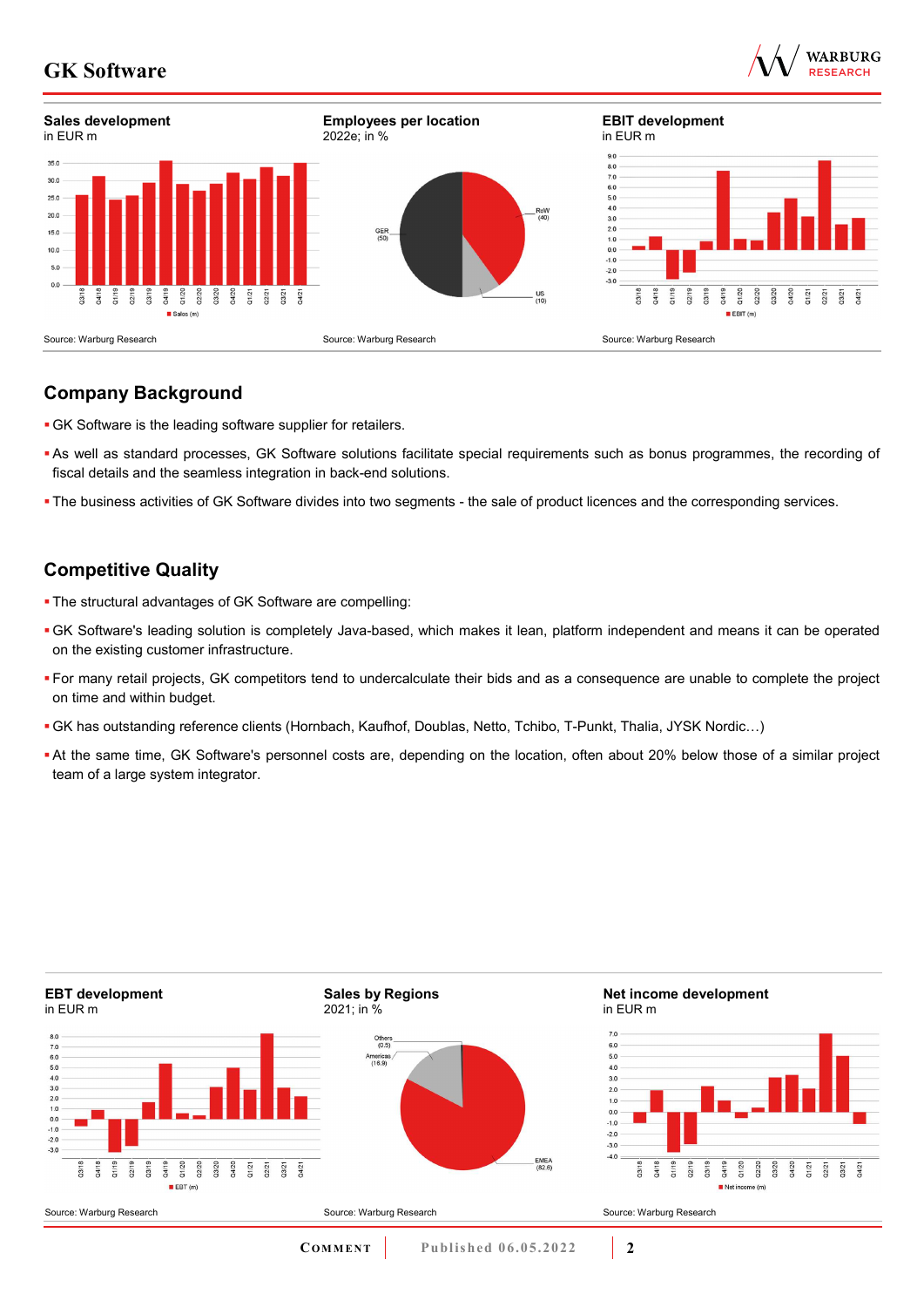**Sales development**
in EUR m

Source: Warburg Research

**Employees per location**
2022e; in %

Source: Warburg Research

**EBIT development**
in EUR m

Source: Warburg Research

## Company Background

- GK Software is the leading software supplier for retailers.
- As well as standard processes, GK Software solutions facilitate special requirements such as bonus programmes, the recording of fiscal details and the seamless integration in back-end solutions.
- The business activities of GK Software divides into two segments - the sale of product licences and the corresponding services.

## Competitive Quality

- The structural advantages of GK Software are compelling:
- GK Software's leading solution is completely Java-based, which makes it lean, platform independent and means it can be operated on the existing customer infrastructure.
- For many retail projects, GK competitors tend to undercalculate their bids and as a consequence are unable to complete the project on time and within budget.
- GK has outstanding reference clients (Hornbach, Kaufhof, Doublas, Netto, Tchibo, T-Punkt, Thalia, JYSK Nordic…)
- At the same time, GK Software's personnel costs are, depending on the location, often about 20% below those of a similar project team of a large system integrator.

**EBT development**
in EUR m

Source: Warburg Research

**Sales by Regions**
2021; in %

Source: Warburg Research

**Net income development**
in EUR m

Source: Warburg Research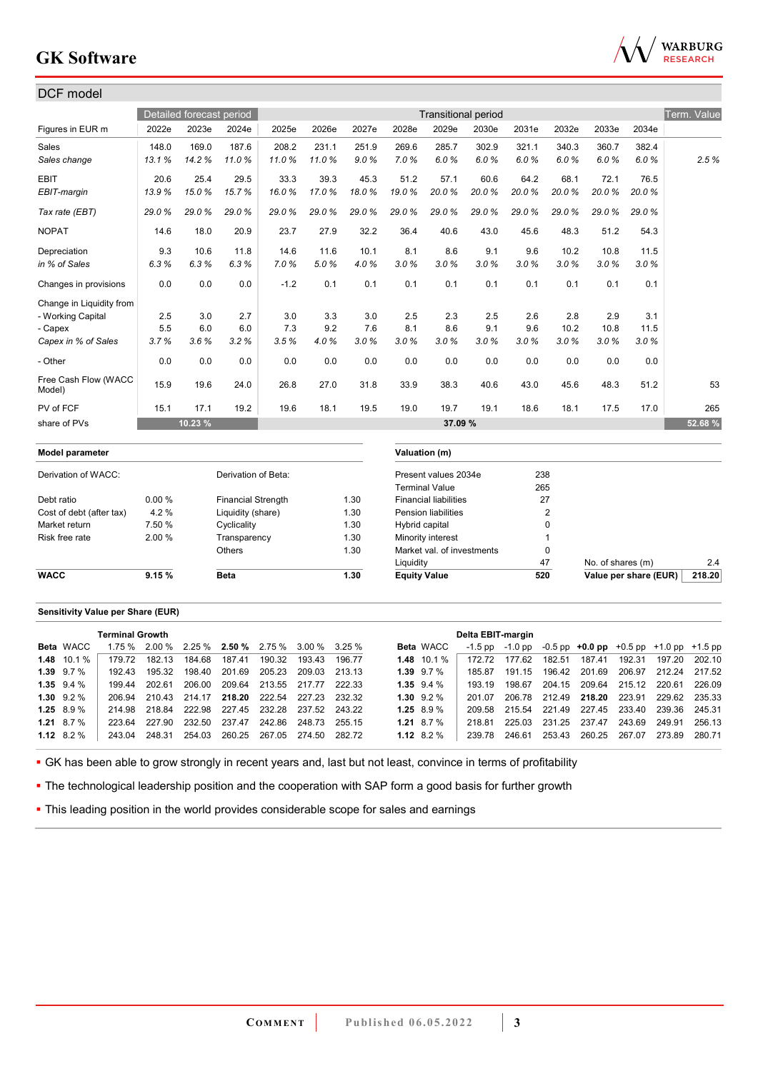## DCF model

| Figures in EUR m | Detailed forecast period 2022e | 2023e | 2024e | Transitional period 2025e | 2026e | 2027e | 2028e | 2029e | 2030e | 2031e | 2032e | 2033e | 2034e | Term. Value |
|---|---|---|---|---|---|---|---|---|---|---|---|---|---|---|
| Sales | 148.0 | 169.0 | 187.6 | 208.2 | 231.1 | 251.9 | 269.6 | 285.7 | 302.9 | 321.1 | 340.3 | 360.7 | 382.4 | |
| *Sales change* | *13.1 %* | *14.2 %* | *11.0 %* | *11.0 %* | *11.0 %* | *9.0 %* | *7.0 %* | *6.0 %* | *6.0 %* | *6.0 %* | *6.0 %* | *6.0 %* | *6.0 %* | *2.5 %* |
| EBIT | 20.6 | 25.4 | 29.5 | 33.3 | 39.3 | 45.3 | 51.2 | 57.1 | 60.6 | 64.2 | 68.1 | 72.1 | 76.5 | |
| *EBIT-margin* | *13.9 %* | *15.0 %* | *15.7 %* | *16.0 %* | *17.0 %* | *18.0 %* | *19.0 %* | *20.0 %* | *20.0 %* | *20.0 %* | *20.0 %* | *20.0 %* | *20.0 %* | |
| *Tax rate (EBT)* | *29.0 %* | *29.0 %* | *29.0 %* | *29.0 %* | *29.0 %* | *29.0 %* | *29.0 %* | *29.0 %* | *29.0 %* | *29.0 %* | *29.0 %* | *29.0 %* | *29.0 %* | |
| NOPAT | 14.6 | 18.0 | 20.9 | 23.7 | 27.9 | 32.2 | 36.4 | 40.6 | 43.0 | 45.6 | 48.3 | 51.2 | 54.3 | |
| Depreciation | 9.3 | 10.6 | 11.8 | 14.6 | 11.6 | 10.1 | 8.1 | 8.6 | 9.1 | 9.6 | 10.2 | 10.8 | 11.5 | |
| *in % of Sales* | *6.3 %* | *6.3 %* | *6.3 %* | *7.0 %* | *5.0 %* | *4.0 %* | *3.0 %* | *3.0 %* | *3.0 %* | *3.0 %* | *3.0 %* | *3.0 %* | *3.0 %* | |
| Changes in provisions | 0.0 | 0.0 | 0.0 | -1.2 | 0.1 | 0.1 | 0.1 | 0.1 | 0.1 | 0.1 | 0.1 | 0.1 | 0.1 | |
| Change in Liquidity from | | | | | | | | | | | | | | |
| - Working Capital | 2.5 | 3.0 | 2.7 | 3.0 | 3.3 | 3.0 | 2.5 | 2.3 | 2.5 | 2.6 | 2.8 | 2.9 | 3.1 | |
| - Capex | 5.5 | 6.0 | 6.0 | 7.3 | 9.2 | 7.6 | 8.1 | 8.6 | 9.1 | 9.6 | 10.2 | 10.8 | 11.5 | |
| *Capex in % of Sales* | *3.7 %* | *3.6 %* | *3.2 %* | *3.5 %* | *4.0 %* | *3.0 %* | *3.0 %* | *3.0 %* | *3.0 %* | *3.0 %* | *3.0 %* | *3.0 %* | *3.0 %* | |
| - Other | 0.0 | 0.0 | 0.0 | 0.0 | 0.0 | 0.0 | 0.0 | 0.0 | 0.0 | 0.0 | 0.0 | 0.0 | 0.0 | |
| Free Cash Flow (WACC Model) | 15.9 | 19.6 | 24.0 | 26.8 | 27.0 | 31.8 | 33.9 | 38.3 | 40.6 | 43.0 | 45.6 | 48.3 | 51.2 | 53 |
| PV of FCF | 15.1 | 17.1 | 19.2 | 19.6 | 18.1 | 19.5 | 19.0 | 19.7 | 19.1 | 18.6 | 18.1 | 17.5 | 17.0 | 265 |
| share of PVs | 10.23 % | | | 37.09 % | | | | | | | | | | 52.68 % |

| Model parameter | | | |
|---|---|---|---|
| Derivation of WACC: | | Derivation of Beta: | |
| Debt ratio | 0.00 % | Financial Strength | 1.30 |
| Cost of debt (after tax) | 4.2 % | Liquidity (share) | 1.30 |
| Market return | 7.50 % | Cyclicality | 1.30 |
| Risk free rate | 2.00 % | Transparency | 1.30 |
| | | Others | 1.30 |
| **WACC** | **9.15 %** | **Beta** | **1.30** |

| Valuation (m) | | | |
|---|---|---|---|
| Present values 2034e | 238 | | |
| Terminal Value | 265 | | |
| Financial liabilities | 27 | | |
| Pension liabilities | 2 | | |
| Hybrid capital | 0 | | |
| Minority interest | 1 | | |
| Market val. of investments | 0 | | |
| Liquidity | 47 | No. of shares (m) | 2.4 |
| **Equity Value** | **520** | **Value per share (EUR)** | **218.20** |

### Sensitivity Value per Share (EUR)

| Beta | WACC | Terminal Growth 1.75 % | 2.00 % | 2.25 % | **2.50 %** | 2.75 % | 3.00 % | 3.25 % |
|---|---|---|---|---|---|---|---|---|
| **1.48** | 10.1 % | 179.72 | 182.13 | 184.68 | 187.41 | 190.32 | 193.43 | 196.77 |
| **1.39** | 9.7 % | 192.43 | 195.32 | 198.40 | 201.69 | 205.23 | 209.03 | 213.13 |
| **1.35** | 9.4 % | 199.44 | 202.61 | 206.00 | 209.64 | 213.55 | 217.77 | 222.33 |
| **1.30** | 9.2 % | 206.94 | 210.43 | 214.17 | **218.20** | 222.54 | 227.23 | 232.32 |
| **1.25** | 8.9 % | 214.98 | 218.84 | 222.98 | 227.45 | 232.28 | 237.52 | 243.22 |
| **1.21** | 8.7 % | 223.64 | 227.90 | 232.50 | 237.47 | 242.86 | 248.73 | 255.15 |
| **1.12** | 8.2 % | 243.04 | 248.31 | 254.03 | 260.25 | 267.05 | 274.50 | 282.72 |

| Beta | WACC | Delta EBIT-margin -1.5 pp | -1.0 pp | -0.5 pp | **+0.0 pp** | +0.5 pp | +1.0 pp | +1.5 pp |
|---|---|---|---|---|---|---|---|---|
| **1.48** | 10.1 % | 172.72 | 177.62 | 182.51 | 187.41 | 192.31 | 197.20 | 202.10 |
| **1.39** | 9.7 % | 185.87 | 191.15 | 196.42 | 201.69 | 206.97 | 212.24 | 217.52 |
| **1.35** | 9.4 % | 193.19 | 198.67 | 204.15 | 209.64 | 215.12 | 220.61 | 226.09 |
| **1.30** | 9.2 % | 201.07 | 206.78 | 212.49 | **218.20** | 223.91 | 229.62 | 235.33 |
| **1.25** | 8.9 % | 209.58 | 215.54 | 221.49 | 227.45 | 233.40 | 239.36 | 245.31 |
| **1.21** | 8.7 % | 218.81 | 225.03 | 231.25 | 237.47 | 243.69 | 249.91 | 256.13 |
| **1.12** | 8.2 % | 239.78 | 246.61 | 253.43 | 260.25 | 267.07 | 273.89 | 280.71 |

- GK has been able to grow strongly in recent years and, last but not least, convince in terms of profitability
- The technological leadership position and the cooperation with SAP form a good basis for further growth
- This leading position in the world provides considerable scope for sales and earnings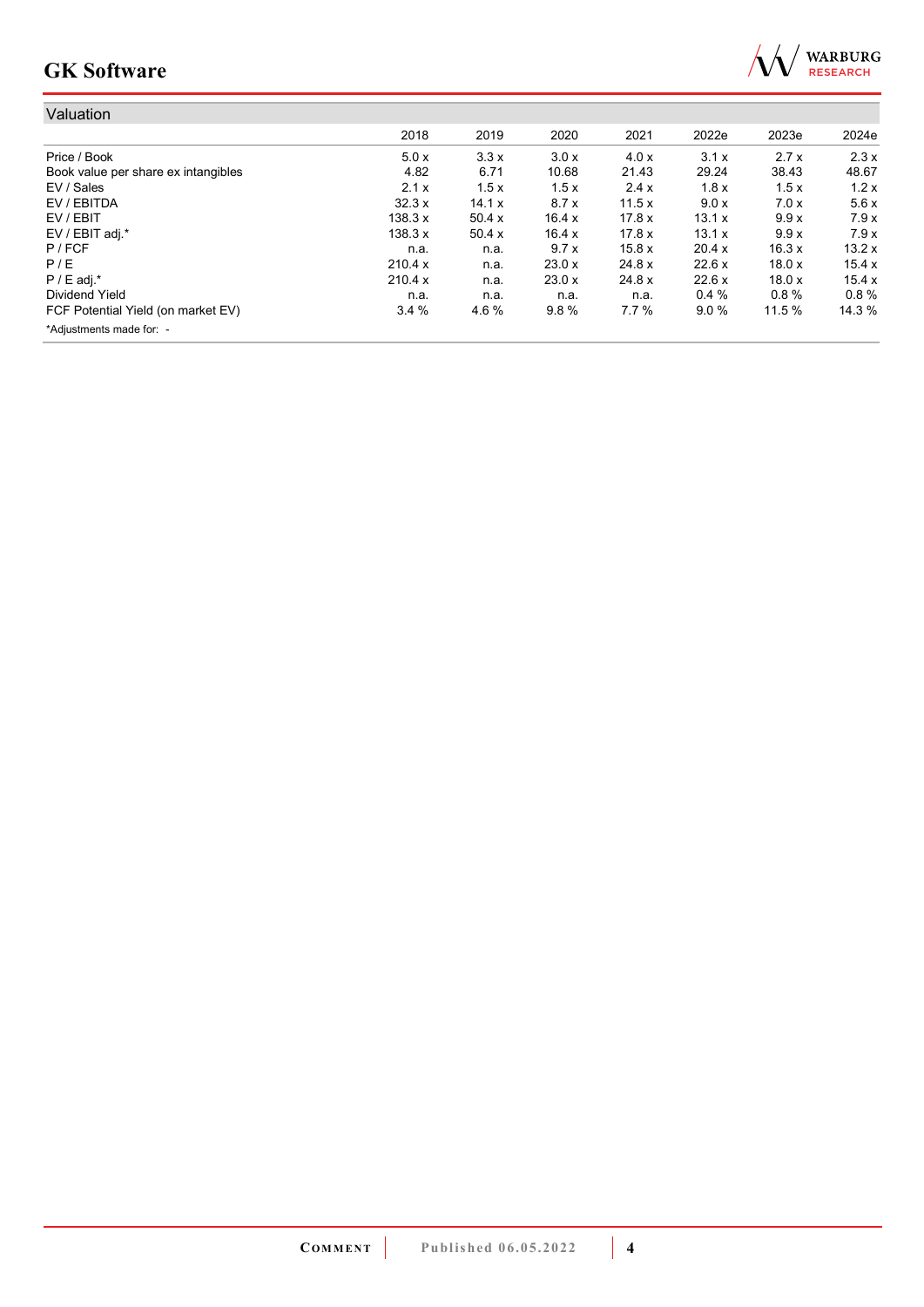## Valuation

| | 2018 | 2019 | 2020 | 2021 | 2022e | 2023e | 2024e |
|---|---|---|---|---|---|---|---|
| Price / Book | 5.0 x | 3.3 x | 3.0 x | 4.0 x | 3.1 x | 2.7 x | 2.3 x |
| Book value per share ex intangibles | 4.82 | 6.71 | 10.68 | 21.43 | 29.24 | 38.43 | 48.67 |
| EV / Sales | 2.1 x | 1.5 x | 1.5 x | 2.4 x | 1.8 x | 1.5 x | 1.2 x |
| EV / EBITDA | 32.3 x | 14.1 x | 8.7 x | 11.5 x | 9.0 x | 7.0 x | 5.6 x |
| EV / EBIT | 138.3 x | 50.4 x | 16.4 x | 17.8 x | 13.1 x | 9.9 x | 7.9 x |
| EV / EBIT adj.* | 138.3 x | 50.4 x | 16.4 x | 17.8 x | 13.1 x | 9.9 x | 7.9 x |
| P / FCF | n.a. | n.a. | 9.7 x | 15.8 x | 20.4 x | 16.3 x | 13.2 x |
| P / E | 210.4 x | n.a. | 23.0 x | 24.8 x | 22.6 x | 18.0 x | 15.4 x |
| P / E adj.* | 210.4 x | n.a. | 23.0 x | 24.8 x | 22.6 x | 18.0 x | 15.4 x |
| Dividend Yield | n.a. | n.a. | n.a. | n.a. | 0.4 % | 0.8 % | 0.8 % |
| FCF Potential Yield (on market EV) | 3.4 % | 4.6 % | 9.8 % | 7.7 % | 9.0 % | 11.5 % | 14.3 % |

*Adjustments made for: -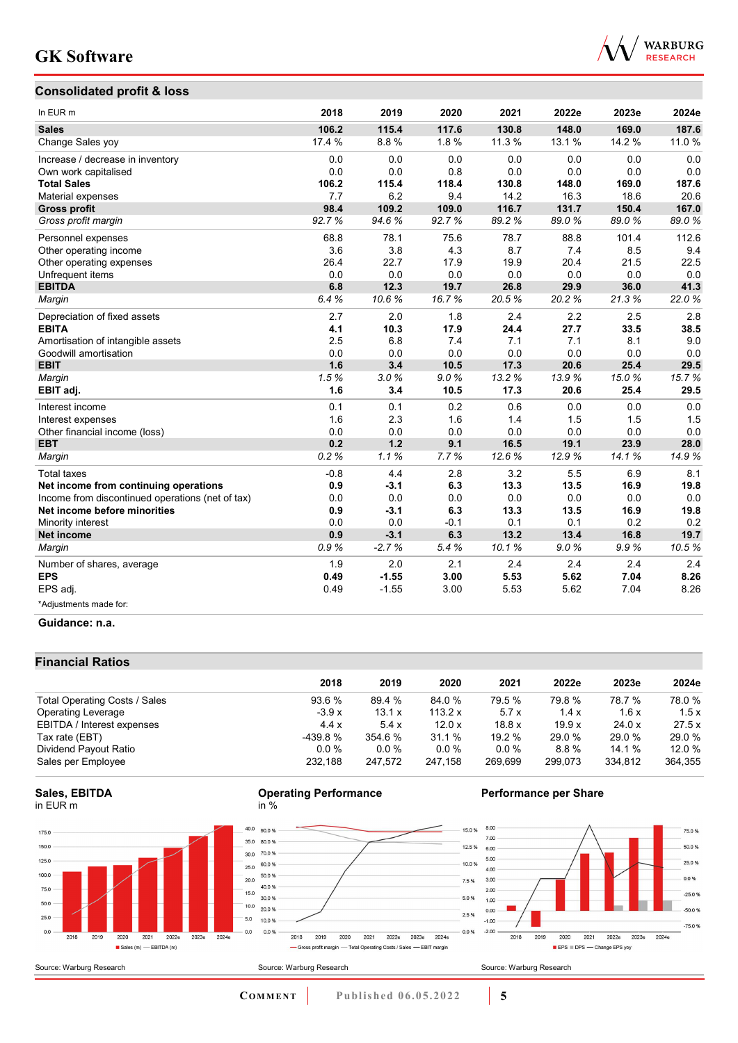# GK Software

## Consolidated profit & loss

| In EUR m | 2018 | 2019 | 2020 | 2021 | 2022e | 2023e | 2024e |
|---|---|---|---|---|---|---|---|
| **Sales** | **106.2** | **115.4** | **117.6** | **130.8** | **148.0** | **169.0** | **187.6** |
| Change Sales yoy | 17.4 % | 8.8 % | 1.8 % | 11.3 % | 13.1 % | 14.2 % | 11.0 % |
| Increase / decrease in inventory | 0.0 | 0.0 | 0.0 | 0.0 | 0.0 | 0.0 | 0.0 |
| Own work capitalised | 0.0 | 0.0 | 0.8 | 0.0 | 0.0 | 0.0 | 0.0 |
| **Total Sales** | **106.2** | **115.4** | **118.4** | **130.8** | **148.0** | **169.0** | **187.6** |
| Material expenses | 7.7 | 6.2 | 9.4 | 14.2 | 16.3 | 18.6 | 20.6 |
| **Gross profit** | **98.4** | **109.2** | **109.0** | **116.7** | **131.7** | **150.4** | **167.0** |
| *Gross profit margin* | *92.7 %* | *94.6 %* | *92.7 %* | *89.2 %* | *89.0 %* | *89.0 %* | *89.0 %* |
| Personnel expenses | 68.8 | 78.1 | 75.6 | 78.7 | 88.8 | 101.4 | 112.6 |
| Other operating income | 3.6 | 3.8 | 4.3 | 8.7 | 7.4 | 8.5 | 9.4 |
| Other operating expenses | 26.4 | 22.7 | 17.9 | 19.9 | 20.4 | 21.5 | 22.5 |
| Unfrequent items | 0.0 | 0.0 | 0.0 | 0.0 | 0.0 | 0.0 | 0.0 |
| **EBITDA** | **6.8** | **12.3** | **19.7** | **26.8** | **29.9** | **36.0** | **41.3** |
| *Margin* | *6.4 %* | *10.6 %* | *16.7 %* | *20.5 %* | *20.2 %* | *21.3 %* | *22.0 %* |
| Depreciation of fixed assets | 2.7 | 2.0 | 1.8 | 2.4 | 2.2 | 2.5 | 2.8 |
| **EBITA** | **4.1** | **10.3** | **17.9** | **24.4** | **27.7** | **33.5** | **38.5** |
| Amortisation of intangible assets | 2.5 | 6.8 | 7.4 | 7.1 | 7.1 | 8.1 | 9.0 |
| Goodwill amortisation | 0.0 | 0.0 | 0.0 | 0.0 | 0.0 | 0.0 | 0.0 |
| **EBIT** | **1.6** | **3.4** | **10.5** | **17.3** | **20.6** | **25.4** | **29.5** |
| *Margin* | *1.5 %* | *3.0 %* | *9.0 %* | *13.2 %* | *13.9 %* | *15.0 %* | *15.7 %* |
| **EBIT adj.** | **1.6** | **3.4** | **10.5** | **17.3** | **20.6** | **25.4** | **29.5** |
| Interest income | 0.1 | 0.1 | 0.2 | 0.6 | 0.0 | 0.0 | 0.0 |
| Interest expenses | 1.6 | 2.3 | 1.6 | 1.4 | 1.5 | 1.5 | 1.5 |
| Other financial income (loss) | 0.0 | 0.0 | 0.0 | 0.0 | 0.0 | 0.0 | 0.0 |
| **EBT** | **0.2** | **1.2** | **9.1** | **16.5** | **19.1** | **23.9** | **28.0** |
| *Margin* | *0.2 %* | *1.1 %* | *7.7 %* | *12.6 %* | *12.9 %* | *14.1 %* | *14.9 %* |
| Total taxes | -0.8 | 4.4 | 2.8 | 3.2 | 5.5 | 6.9 | 8.1 |
| **Net income from continuing operations** | **0.9** | **-3.1** | **6.3** | **13.3** | **13.5** | **16.9** | **19.8** |
| Income from discontinued operations (net of tax) | 0.0 | 0.0 | 0.0 | 0.0 | 0.0 | 0.0 | 0.0 |
| **Net income before minorities** | **0.9** | **-3.1** | **6.3** | **13.3** | **13.5** | **16.9** | **19.8** |
| Minority interest | 0.0 | 0.0 | -0.1 | 0.1 | 0.1 | 0.2 | 0.2 |
| **Net income** | **0.9** | **-3.1** | **6.3** | **13.2** | **13.4** | **16.8** | **19.7** |
| *Margin* | *0.9 %* | *-2.7 %* | *5.4 %* | *10.1 %* | *9.0 %* | *9.9 %* | *10.5 %* |
| Number of shares, average | 1.9 | 2.0 | 2.1 | 2.4 | 2.4 | 2.4 | 2.4 |
| **EPS** | **0.49** | **-1.55** | **3.00** | **5.53** | **5.62** | **7.04** | **8.26** |
| EPS adj. | 0.49 | -1.55 | 3.00 | 5.53 | 5.62 | 7.04 | 8.26 |

*Adjustments made for:

**Guidance: n.a.**

## Financial Ratios

| | 2018 | 2019 | 2020 | 2021 | 2022e | 2023e | 2024e |
|---|---|---|---|---|---|---|---|
| Total Operating Costs / Sales | 93.6 % | 89.4 % | 84.0 % | 79.5 % | 79.8 % | 78.7 % | 78.0 % |
| Operating Leverage | -3.9 x | 13.1 x | 113.2 x | 5.7 x | 1.4 x | 1.6 x | 1.5 x |
| EBITDA / Interest expenses | 4.4 x | 5.4 x | 12.0 x | 18.8 x | 19.9 x | 24.0 x | 27.5 x |
| Tax rate (EBT) | -439.8 % | 354.6 % | 31.1 % | 19.2 % | 29.0 % | 29.0 % | 29.0 % |
| Dividend Payout Ratio | 0.0 % | 0.0 % | 0.0 % | 0.0 % | 8.8 % | 14.1 % | 12.0 % |
| Sales per Employee | 232,188 | 247,572 | 247,158 | 269,699 | 299,073 | 334,812 | 364,355 |

**Sales, EBITDA**
in EUR m

Source: Warburg Research

**Operating Performance**
in %

Source: Warburg Research

**Performance per Share**

Source: Warburg Research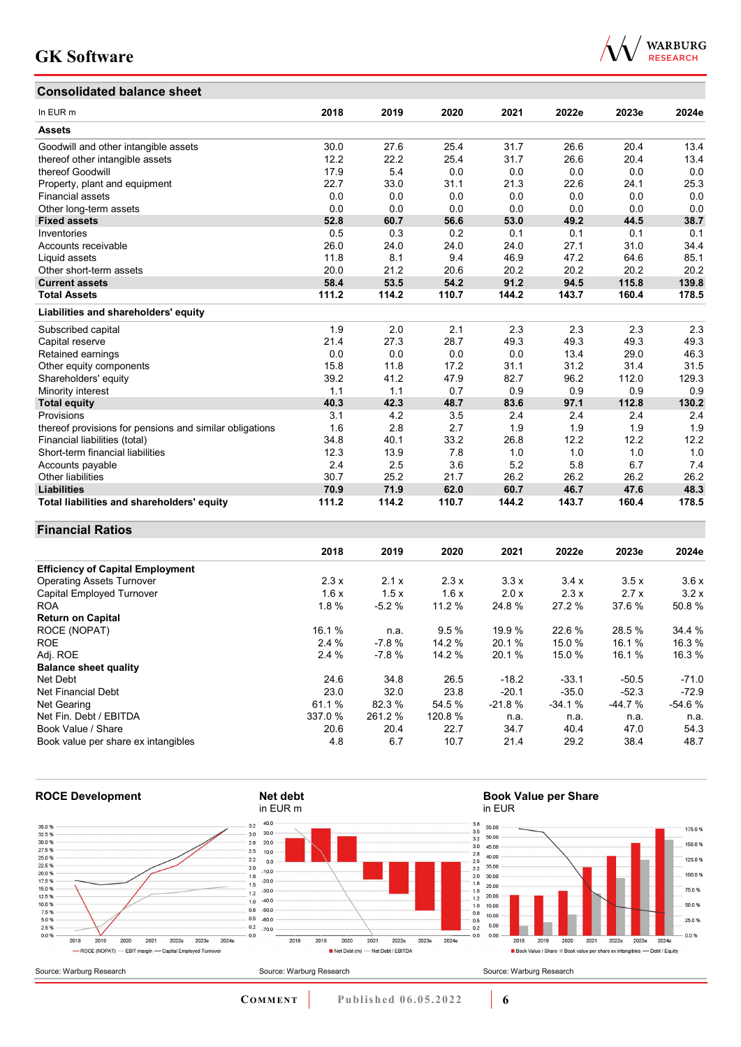## Consolidated balance sheet

| In EUR m | 2018 | 2019 | 2020 | 2021 | 2022e | 2023e | 2024e |
|---|---|---|---|---|---|---|---|
| **Assets** | | | | | | | |
| Goodwill and other intangible assets | 30.0 | 27.6 | 25.4 | 31.7 | 26.6 | 20.4 | 13.4 |
| thereof other intangible assets | 12.2 | 22.2 | 25.4 | 31.7 | 26.6 | 20.4 | 13.4 |
| thereof Goodwill | 17.9 | 5.4 | 0.0 | 0.0 | 0.0 | 0.0 | 0.0 |
| Property, plant and equipment | 22.7 | 33.0 | 31.1 | 21.3 | 22.6 | 24.1 | 25.3 |
| Financial assets | 0.0 | 0.0 | 0.0 | 0.0 | 0.0 | 0.0 | 0.0 |
| Other long-term assets | 0.0 | 0.0 | 0.0 | 0.0 | 0.0 | 0.0 | 0.0 |
| **Fixed assets** | **52.8** | **60.7** | **56.6** | **53.0** | **49.2** | **44.5** | **38.7** |
| Inventories | 0.5 | 0.3 | 0.2 | 0.1 | 0.1 | 0.1 | 0.1 |
| Accounts receivable | 26.0 | 24.0 | 24.0 | 24.0 | 27.1 | 31.0 | 34.4 |
| Liquid assets | 11.8 | 8.1 | 9.4 | 46.9 | 47.2 | 64.6 | 85.1 |
| Other short-term assets | 20.0 | 21.2 | 20.6 | 20.2 | 20.2 | 20.2 | 20.2 |
| **Current assets** | **58.4** | **53.5** | **54.2** | **91.2** | **94.5** | **115.8** | **139.8** |
| **Total Assets** | **111.2** | **114.2** | **110.7** | **144.2** | **143.7** | **160.4** | **178.5** |
| **Liabilities and shareholders' equity** | | | | | | | |
| Subscribed capital | 1.9 | 2.0 | 2.1 | 2.3 | 2.3 | 2.3 | 2.3 |
| Capital reserve | 21.4 | 27.3 | 28.7 | 49.3 | 49.3 | 49.3 | 49.3 |
| Retained earnings | 0.0 | 0.0 | 0.0 | 0.0 | 13.4 | 29.0 | 46.3 |
| Other equity components | 15.8 | 11.8 | 17.2 | 31.1 | 31.2 | 31.4 | 31.5 |
| Shareholders' equity | 39.2 | 41.2 | 47.9 | 82.7 | 96.2 | 112.0 | 129.3 |
| Minority interest | 1.1 | 1.1 | 0.7 | 0.9 | 0.9 | 0.9 | 0.9 |
| **Total equity** | **40.3** | **42.3** | **48.7** | **83.6** | **97.1** | **112.8** | **130.2** |
| Provisions | 3.1 | 4.2 | 3.5 | 2.4 | 2.4 | 2.4 | 2.4 |
| thereof provisions for pensions and similar obligations | 1.6 | 2.8 | 2.7 | 1.9 | 1.9 | 1.9 | 1.9 |
| Financial liabilities (total) | 34.8 | 40.1 | 33.2 | 26.8 | 12.2 | 12.2 | 12.2 |
| Short-term financial liabilities | 12.3 | 13.9 | 7.8 | 1.0 | 1.0 | 1.0 | 1.0 |
| Accounts payable | 2.4 | 2.5 | 3.6 | 5.2 | 5.8 | 6.7 | 7.4 |
| Other liabilities | 30.7 | 25.2 | 21.7 | 26.2 | 26.2 | 26.2 | 26.2 |
| **Liabilities** | **70.9** | **71.9** | **62.0** | **60.7** | **46.7** | **47.6** | **48.3** |
| **Total liabilities and shareholders' equity** | **111.2** | **114.2** | **110.7** | **144.2** | **143.7** | **160.4** | **178.5** |

## Financial Ratios

| | 2018 | 2019 | 2020 | 2021 | 2022e | 2023e | 2024e |
|---|---|---|---|---|---|---|---|
| **Efficiency of Capital Employment** | | | | | | | |
| Operating Assets Turnover | 2.3 x | 2.1 x | 2.3 x | 3.3 x | 3.4 x | 3.5 x | 3.6 x |
| Capital Employed Turnover | 1.6 x | 1.5 x | 1.6 x | 2.0 x | 2.3 x | 2.7 x | 3.2 x |
| ROA | 1.8 % | -5.2 % | 11.2 % | 24.8 % | 27.2 % | 37.6 % | 50.8 % |
| **Return on Capital** | | | | | | | |
| ROCE (NOPAT) | 16.1 % | n.a. | 9.5 % | 19.9 % | 22.6 % | 28.5 % | 34.4 % |
| ROE | 2.4 % | -7.8 % | 14.2 % | 20.1 % | 15.0 % | 16.1 % | 16.3 % |
| Adj. ROE | 2.4 % | -7.8 % | 14.2 % | 20.1 % | 15.0 % | 16.1 % | 16.3 % |
| **Balance sheet quality** | | | | | | | |
| Net Debt | 24.6 | 34.8 | 26.5 | -18.2 | -33.1 | -50.5 | -71.0 |
| Net Financial Debt | 23.0 | 32.0 | 23.8 | -20.1 | -35.0 | -52.3 | -72.9 |
| Net Gearing | 61.1 % | 82.3 % | 54.5 % | -21.8 % | -34.1 % | -44.7 % | -54.6 % |
| Net Fin. Debt / EBITDA | 337.0 % | 261.2 % | 120.8 % | n.a. | n.a. | n.a. | n.a. |
| Book Value / Share | 20.6 | 20.4 | 22.7 | 34.7 | 40.4 | 47.0 | 54.3 |
| Book value per share ex intangibles | 4.8 | 6.7 | 10.7 | 21.4 | 29.2 | 38.4 | 48.7 |

### ROCE Development

Source: Warburg Research

### Net debt
in EUR m

Source: Warburg Research

### Book Value per Share
in EUR

Source: Warburg Research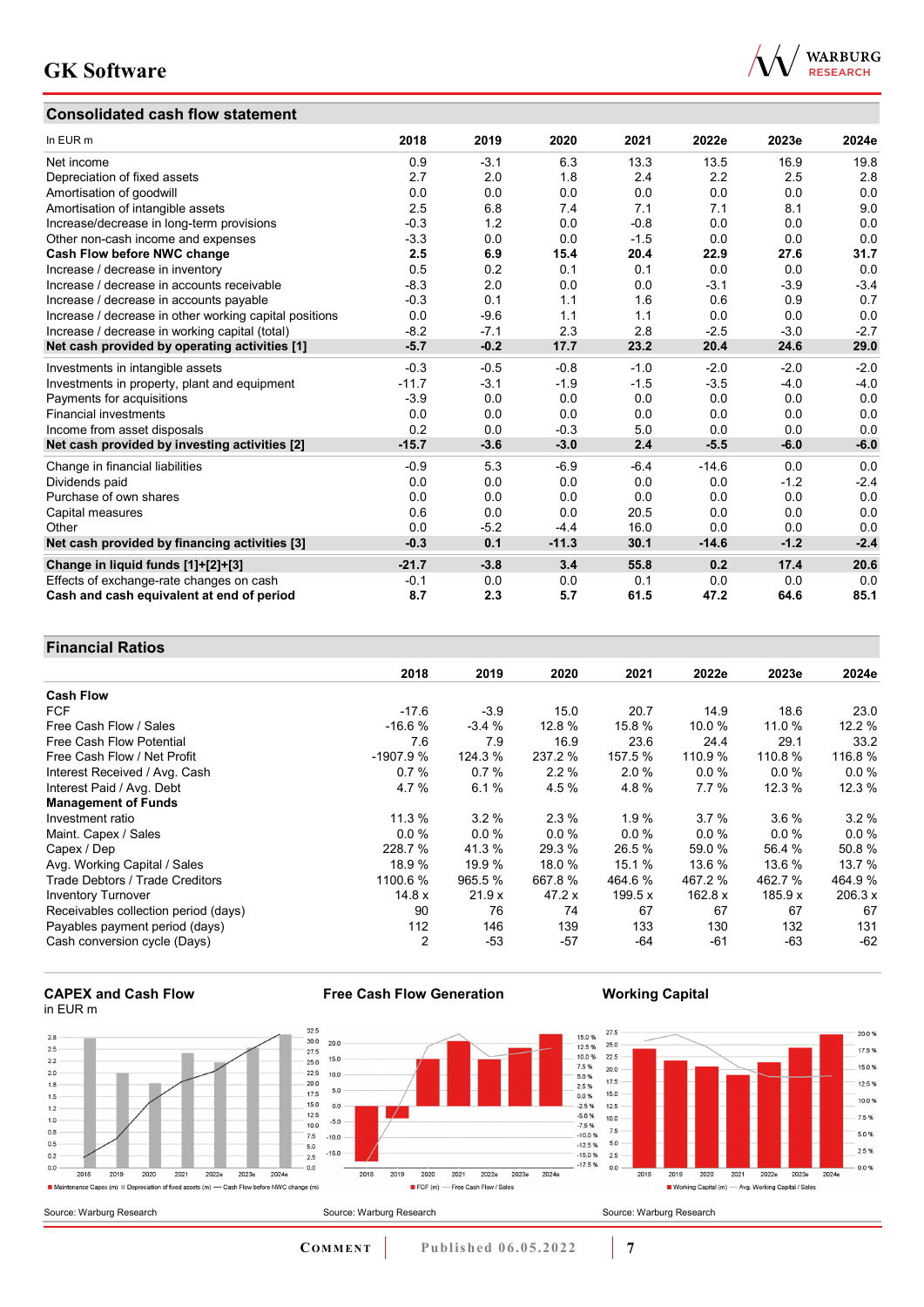## Consolidated cash flow statement

| In EUR m | 2018 | 2019 | 2020 | 2021 | 2022e | 2023e | 2024e |
|---|---|---|---|---|---|---|---|
| Net income | 0.9 | -3.1 | 6.3 | 13.3 | 13.5 | 16.9 | 19.8 |
| Depreciation of fixed assets | 2.7 | 2.0 | 1.8 | 2.4 | 2.2 | 2.5 | 2.8 |
| Amortisation of goodwill | 0.0 | 0.0 | 0.0 | 0.0 | 0.0 | 0.0 | 0.0 |
| Amortisation of intangible assets | 2.5 | 6.8 | 7.4 | 7.1 | 7.1 | 8.1 | 9.0 |
| Increase/decrease in long-term provisions | -0.3 | 1.2 | 0.0 | -0.8 | 0.0 | 0.0 | 0.0 |
| Other non-cash income and expenses | -3.3 | 0.0 | 0.0 | -1.5 | 0.0 | 0.0 | 0.0 |
| **Cash Flow before NWC change** | **2.5** | **6.9** | **15.4** | **20.4** | **22.9** | **27.6** | **31.7** |
| Increase / decrease in inventory | 0.5 | 0.2 | 0.1 | 0.1 | 0.0 | 0.0 | 0.0 |
| Increase / decrease in accounts receivable | -8.3 | 2.0 | 0.0 | 0.0 | -3.1 | -3.9 | -3.4 |
| Increase / decrease in accounts payable | -0.3 | 0.1 | 1.1 | 1.6 | 0.6 | 0.9 | 0.7 |
| Increase / decrease in other working capital positions | 0.0 | -9.6 | 1.1 | 1.1 | 0.0 | 0.0 | 0.0 |
| Increase / decrease in working capital (total) | -8.2 | -7.1 | 2.3 | 2.8 | -2.5 | -3.0 | -2.7 |
| **Net cash provided by operating activities [1]** | **-5.7** | **-0.2** | **17.7** | **23.2** | **20.4** | **24.6** | **29.0** |
| Investments in intangible assets | -0.3 | -0.5 | -0.8 | -1.0 | -2.0 | -2.0 | -2.0 |
| Investments in property, plant and equipment | -11.7 | -3.1 | -1.9 | -1.5 | -3.5 | -4.0 | -4.0 |
| Payments for acquisitions | -3.9 | 0.0 | 0.0 | 0.0 | 0.0 | 0.0 | 0.0 |
| Financial investments | 0.0 | 0.0 | 0.0 | 0.0 | 0.0 | 0.0 | 0.0 |
| Income from asset disposals | 0.2 | 0.0 | -0.3 | 5.0 | 0.0 | 0.0 | 0.0 |
| **Net cash provided by investing activities [2]** | **-15.7** | **-3.6** | **-3.0** | **2.4** | **-5.5** | **-6.0** | **-6.0** |
| Change in financial liabilities | -0.9 | 5.3 | -6.9 | -6.4 | -14.6 | 0.0 | 0.0 |
| Dividends paid | 0.0 | 0.0 | 0.0 | 0.0 | 0.0 | -1.2 | -2.4 |
| Purchase of own shares | 0.0 | 0.0 | 0.0 | 0.0 | 0.0 | 0.0 | 0.0 |
| Capital measures | 0.6 | 0.0 | 0.0 | 20.5 | 0.0 | 0.0 | 0.0 |
| Other | 0.0 | -5.2 | -4.4 | 16.0 | 0.0 | 0.0 | 0.0 |
| **Net cash provided by financing activities [3]** | **-0.3** | **0.1** | **-11.3** | **30.1** | **-14.6** | **-1.2** | **-2.4** |
| **Change in liquid funds [1]+[2]+[3]** | **-21.7** | **-3.8** | **3.4** | **55.8** | **0.2** | **17.4** | **20.6** |
| Effects of exchange-rate changes on cash | -0.1 | 0.0 | 0.0 | 0.1 | 0.0 | 0.0 | 0.0 |
| **Cash and cash equivalent at end of period** | **8.7** | **2.3** | **5.7** | **61.5** | **47.2** | **64.6** | **85.1** |

## Financial Ratios

| | 2018 | 2019 | 2020 | 2021 | 2022e | 2023e | 2024e |
|---|---|---|---|---|---|---|---|
| **Cash Flow** | | | | | | | |
| FCF | -17.6 | -3.9 | 15.0 | 20.7 | 14.9 | 18.6 | 23.0 |
| Free Cash Flow / Sales | -16.6 % | -3.4 % | 12.8 % | 15.8 % | 10.0 % | 11.0 % | 12.2 % |
| Free Cash Flow Potential | 7.6 | 7.9 | 16.9 | 23.6 | 24.4 | 29.1 | 33.2 |
| Free Cash Flow / Net Profit | -1907.9 % | 124.3 % | 237.2 % | 157.5 % | 110.9 % | 110.8 % | 116.8 % |
| Interest Received / Avg. Cash | 0.7 % | 0.7 % | 2.2 % | 2.0 % | 0.0 % | 0.0 % | 0.0 % |
| Interest Paid / Avg. Debt | 4.7 % | 6.1 % | 4.5 % | 4.8 % | 7.7 % | 12.3 % | 12.3 % |
| **Management of Funds** | | | | | | | |
| Investment ratio | 11.3 % | 3.2 % | 2.3 % | 1.9 % | 3.7 % | 3.6 % | 3.2 % |
| Maint. Capex / Sales | 0.0 % | 0.0 % | 0.0 % | 0.0 % | 0.0 % | 0.0 % | 0.0 % |
| Capex / Dep | 228.7 % | 41.3 % | 29.3 % | 26.5 % | 59.0 % | 56.4 % | 50.8 % |
| Avg. Working Capital / Sales | 18.9 % | 19.9 % | 18.0 % | 15.1 % | 13.6 % | 13.6 % | 13.7 % |
| Trade Debtors / Trade Creditors | 1100.6 % | 965.5 % | 667.8 % | 464.6 % | 467.2 % | 462.7 % | 464.9 % |
| Inventory Turnover | 14.8 x | 21.9 x | 47.2 x | 199.5 x | 162.8 x | 185.9 x | 206.3 x |
| Receivables collection period (days) | 90 | 76 | 74 | 67 | 67 | 67 | 67 |
| Payables payment period (days) | 112 | 146 | 139 | 133 | 130 | 132 | 131 |
| Cash conversion cycle (Days) | 2 | -53 | -57 | -64 | -61 | -63 | -62 |

### CAPEX and Cash Flow
in EUR m

Maintenance Capex (m) | Depreciation of fixed assets (m) | Cash Flow before NWC change (m)

Source: Warburg Research

### Free Cash Flow Generation

FCF (m) | Free Cash Flow / Sales

Source: Warburg Research

### Working Capital

Working Capital (m) | Avg. Working Capital / Sales

Source: Warburg Research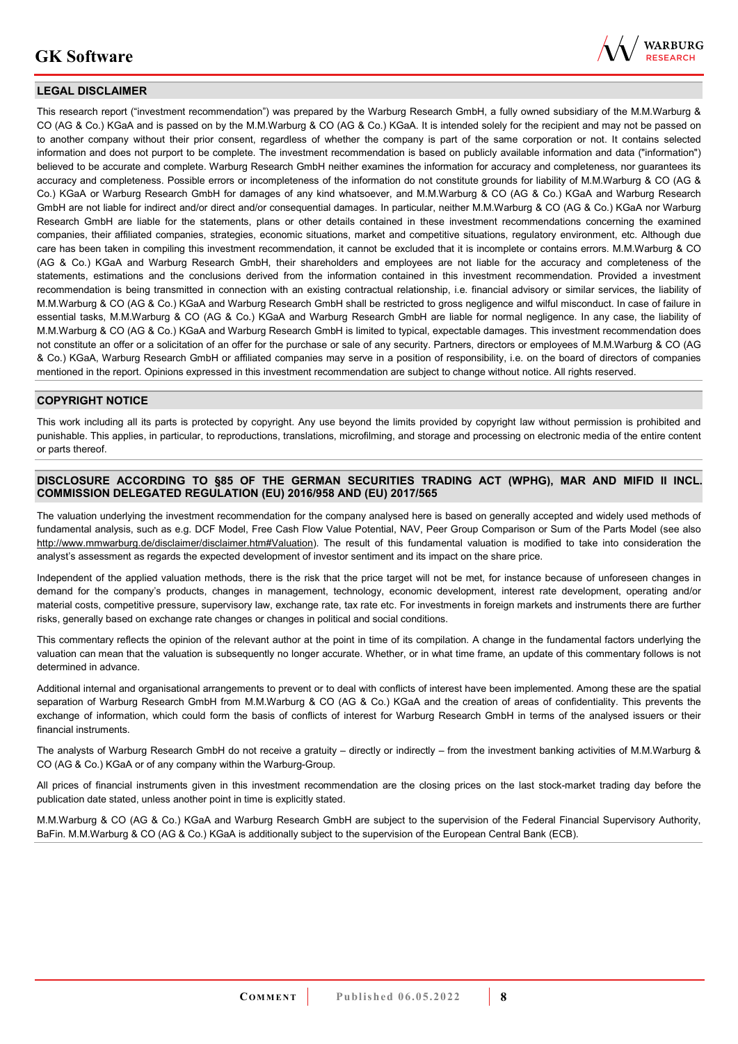## LEGAL DISCLAIMER

This research report ("investment recommendation") was prepared by the Warburg Research GmbH, a fully owned subsidiary of the M.M.Warburg & CO (AG & Co.) KGaA and is passed on by the M.M.Warburg & CO (AG & Co.) KGaA. It is intended solely for the recipient and may not be passed on to another company without their prior consent, regardless of whether the company is part of the same corporation or not. It contains selected information and does not purport to be complete. The investment recommendation is based on publicly available information and data ("information") believed to be accurate and complete. Warburg Research GmbH neither examines the information for accuracy and completeness, nor guarantees its accuracy and completeness. Possible errors or incompleteness of the information do not constitute grounds for liability of M.M.Warburg & CO (AG & Co.) KGaA or Warburg Research GmbH for damages of any kind whatsoever, and M.M.Warburg & CO (AG & Co.) KGaA and Warburg Research GmbH are not liable for indirect and/or direct and/or consequential damages. In particular, neither M.M.Warburg & CO (AG & Co.) KGaA nor Warburg Research GmbH are liable for the statements, plans or other details contained in these investment recommendations concerning the examined companies, their affiliated companies, strategies, economic situations, market and competitive situations, regulatory environment, etc. Although due care has been taken in compiling this investment recommendation, it cannot be excluded that it is incomplete or contains errors. M.M.Warburg & CO (AG & Co.) KGaA and Warburg Research GmbH, their shareholders and employees are not liable for the accuracy and completeness of the statements, estimations and the conclusions derived from the information contained in this investment recommendation. Provided a investment recommendation is being transmitted in connection with an existing contractual relationship, i.e. financial advisory or similar services, the liability of M.M.Warburg & CO (AG & Co.) KGaA and Warburg Research GmbH shall be restricted to gross negligence and wilful misconduct. In case of failure in essential tasks, M.M.Warburg & CO (AG & Co.) KGaA and Warburg Research GmbH are liable for normal negligence. In any case, the liability of M.M.Warburg & CO (AG & Co.) KGaA and Warburg Research GmbH is limited to typical, expectable damages. This investment recommendation does not constitute an offer or a solicitation of an offer for the purchase or sale of any security. Partners, directors or employees of M.M.Warburg & CO (AG & Co.) KGaA, Warburg Research GmbH or affiliated companies may serve in a position of responsibility, i.e. on the board of directors of companies mentioned in the report. Opinions expressed in this investment recommendation are subject to change without notice. All rights reserved.

## COPYRIGHT NOTICE

This work including all its parts is protected by copyright. Any use beyond the limits provided by copyright law without permission is prohibited and punishable. This applies, in particular, to reproductions, translations, microfilming, and storage and processing on electronic media of the entire content or parts thereof.

## DISCLOSURE ACCORDING TO §85 OF THE GERMAN SECURITIES TRADING ACT (WPHG), MAR AND MIFID II INCL. COMMISSION DELEGATED REGULATION (EU) 2016/958 AND (EU) 2017/565

The valuation underlying the investment recommendation for the company analysed here is based on generally accepted and widely used methods of fundamental analysis, such as e.g. DCF Model, Free Cash Flow Value Potential, NAV, Peer Group Comparison or Sum of the Parts Model (see also http://www.mmwarburg.de/disclaimer/disclaimer.htm#Valuation). The result of this fundamental valuation is modified to take into consideration the analyst's assessment as regards the expected development of investor sentiment and its impact on the share price.

Independent of the applied valuation methods, there is the risk that the price target will not be met, for instance because of unforeseen changes in demand for the company's products, changes in management, technology, economic development, interest rate development, operating and/or material costs, competitive pressure, supervisory law, exchange rate, tax rate etc. For investments in foreign markets and instruments there are further risks, generally based on exchange rate changes or changes in political and social conditions.

This commentary reflects the opinion of the relevant author at the point in time of its compilation. A change in the fundamental factors underlying the valuation can mean that the valuation is subsequently no longer accurate. Whether, or in what time frame, an update of this commentary follows is not determined in advance.

Additional internal and organisational arrangements to prevent or to deal with conflicts of interest have been implemented. Among these are the spatial separation of Warburg Research GmbH from M.M.Warburg & CO (AG & Co.) KGaA and the creation of areas of confidentiality. This prevents the exchange of information, which could form the basis of conflicts of interest for Warburg Research GmbH in terms of the analysed issuers or their financial instruments.

The analysts of Warburg Research GmbH do not receive a gratuity – directly or indirectly – from the investment banking activities of M.M.Warburg & CO (AG & Co.) KGaA or of any company within the Warburg-Group.

All prices of financial instruments given in this investment recommendation are the closing prices on the last stock-market trading day before the publication date stated, unless another point in time is explicitly stated.

M.M.Warburg & CO (AG & Co.) KGaA and Warburg Research GmbH are subject to the supervision of the Federal Financial Supervisory Authority, BaFin. M.M.Warburg & CO (AG & Co.) KGaA is additionally subject to the supervision of the European Central Bank (ECB).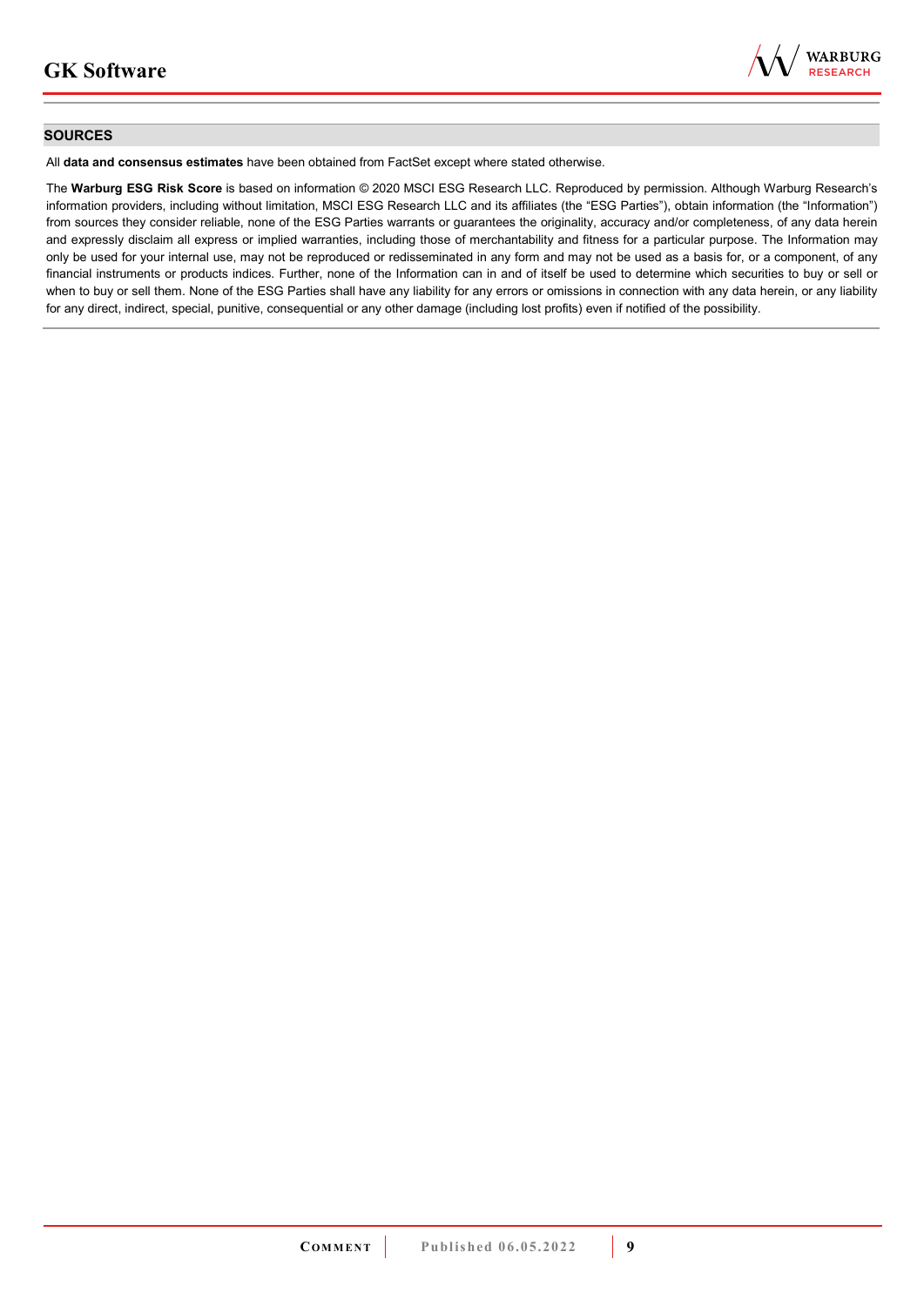## SOURCES

All **data and consensus estimates** have been obtained from FactSet except where stated otherwise.

The **Warburg ESG Risk Score** is based on information © 2020 MSCI ESG Research LLC. Reproduced by permission. Although Warburg Research's information providers, including without limitation, MSCI ESG Research LLC and its affiliates (the "ESG Parties"), obtain information (the "Information") from sources they consider reliable, none of the ESG Parties warrants or guarantees the originality, accuracy and/or completeness, of any data herein and expressly disclaim all express or implied warranties, including those of merchantability and fitness for a particular purpose. The Information may only be used for your internal use, may not be reproduced or redisseminated in any form and may not be used as a basis for, or a component, of any financial instruments or products indices. Further, none of the Information can in and of itself be used to determine which securities to buy or sell or when to buy or sell them. None of the ESG Parties shall have any liability for any errors or omissions in connection with any data herein, or any liability for any direct, indirect, special, punitive, consequential or any other damage (including lost profits) even if notified of the possibility.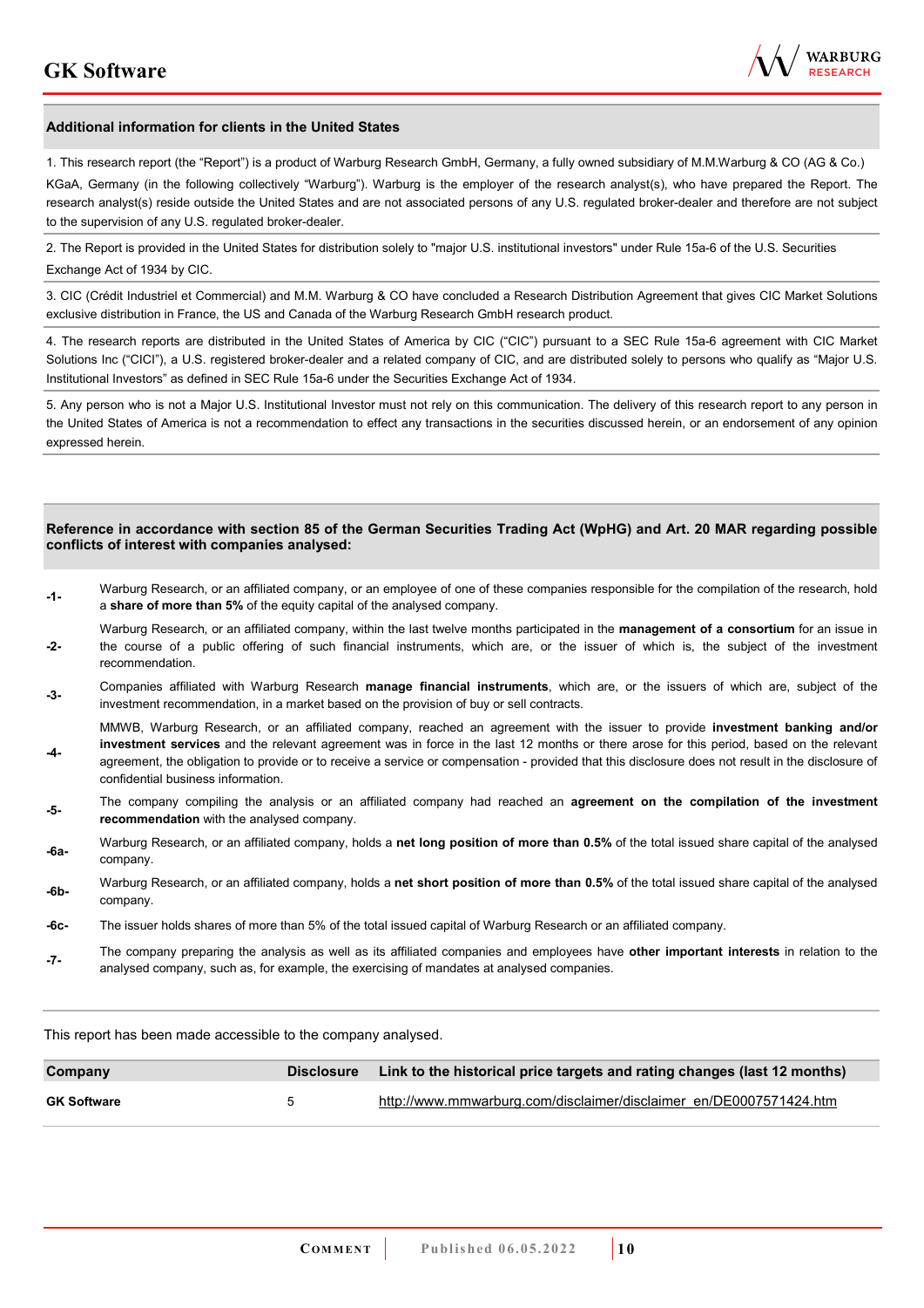## Additional information for clients in the United States

1. This research report (the "Report") is a product of Warburg Research GmbH, Germany, a fully owned subsidiary of M.M.Warburg & CO (AG & Co.) KGaA, Germany (in the following collectively "Warburg"). Warburg is the employer of the research analyst(s), who have prepared the Report. The research analyst(s) reside outside the United States and are not associated persons of any U.S. regulated broker-dealer and therefore are not subject to the supervision of any U.S. regulated broker-dealer.

2. The Report is provided in the United States for distribution solely to "major U.S. institutional investors" under Rule 15a-6 of the U.S. Securities Exchange Act of 1934 by CIC.

3. CIC (Crédit Industriel et Commercial) and M.M. Warburg & CO have concluded a Research Distribution Agreement that gives CIC Market Solutions exclusive distribution in France, the US and Canada of the Warburg Research GmbH research product.

4. The research reports are distributed in the United States of America by CIC ("CIC") pursuant to a SEC Rule 15a-6 agreement with CIC Market Solutions Inc ("CICI"), a U.S. registered broker-dealer and a related company of CIC, and are distributed solely to persons who qualify as "Major U.S. Institutional Investors" as defined in SEC Rule 15a-6 under the Securities Exchange Act of 1934.

5. Any person who is not a Major U.S. Institutional Investor must not rely on this communication. The delivery of this research report to any person in the United States of America is not a recommendation to effect any transactions in the securities discussed herein, or an endorsement of any opinion expressed herein.

## Reference in accordance with section 85 of the German Securities Trading Act (WpHG) and Art. 20 MAR regarding possible conflicts of interest with companies analysed:

| | |
|---|---|
| -1- | Warburg Research, or an affiliated company, or an employee of one of these companies responsible for the compilation of the research, hold a **share of more than 5%** of the equity capital of the analysed company. |
| -2- | Warburg Research, or an affiliated company, within the last twelve months participated in the **management of a consortium** for an issue in the course of a public offering of such financial instruments, which are, or the issuer of which is, the subject of the investment recommendation. |
| -3- | Companies affiliated with Warburg Research **manage financial instruments**, which are, or the issuers of which are, subject of the investment recommendation, in a market based on the provision of buy or sell contracts. |
| -4- | MMWB, Warburg Research, or an affiliated company, reached an agreement with the issuer to provide **investment banking and/or investment services** and the relevant agreement was in force in the last 12 months or there arose for this period, based on the relevant agreement, the obligation to provide or to receive a service or compensation - provided that this disclosure does not result in the disclosure of confidential business information. |
| -5- | The company compiling the analysis or an affiliated company had reached an **agreement on the compilation of the investment recommendation** with the analysed company. |
| -6a- | Warburg Research, or an affiliated company, holds a **net long position of more than 0.5%** of the total issued share capital of the analysed company. |
| -6b- | Warburg Research, or an affiliated company, holds a **net short position of more than 0.5%** of the total issued share capital of the analysed company. |
| -6c- | The issuer holds shares of more than 5% of the total issued capital of Warburg Research or an affiliated company. |
| -7- | The company preparing the analysis as well as its affiliated companies and employees have **other important interests** in relation to the analysed company, such as, for example, the exercising of mandates at analysed companies. |

This report has been made accessible to the company analysed.

| Company | Disclosure | Link to the historical price targets and rating changes (last 12 months) |
|---|---|---|
| **GK Software** | 5 | http://www.mmwarburg.com/disclaimer/disclaimer_en/DE0007571424.htm |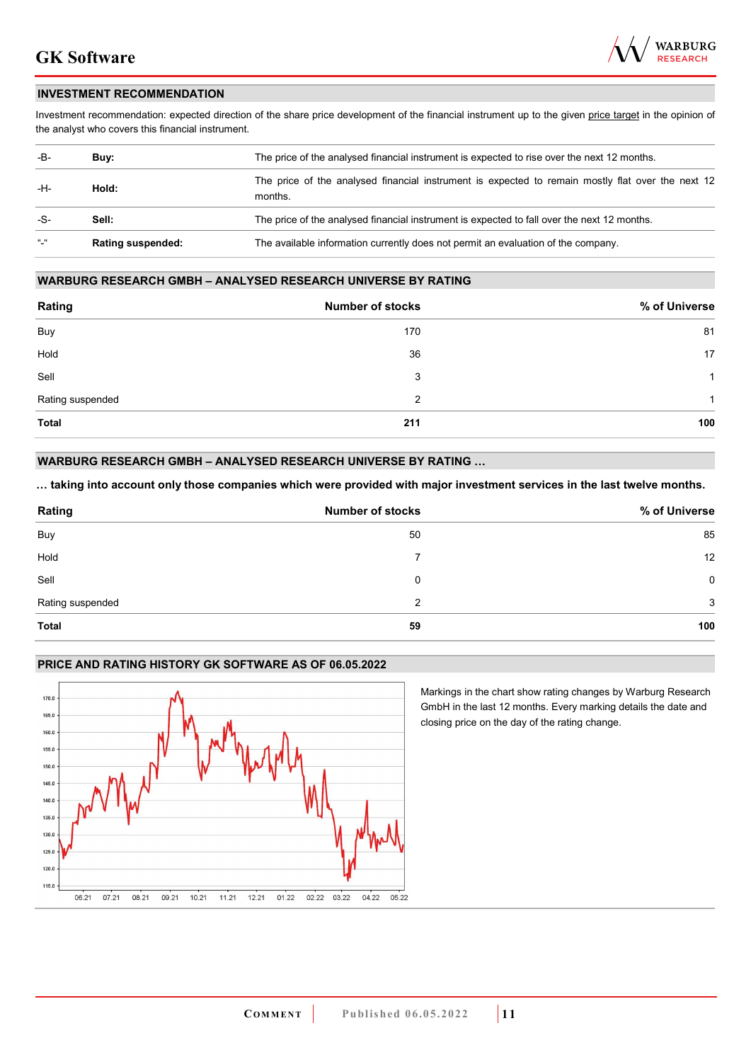## INVESTMENT RECOMMENDATION

Investment recommendation: expected direction of the share price development of the financial instrument up to the given price target in the opinion of the analyst who covers this financial instrument.

| | | |
|---|---|---|
| -B- | **Buy:** | The price of the analysed financial instrument is expected to rise over the next 12 months. |
| -H- | **Hold:** | The price of the analysed financial instrument is expected to remain mostly flat over the next 12 months. |
| -S- | **Sell:** | The price of the analysed financial instrument is expected to fall over the next 12 months. |
| "-" | **Rating suspended:** | The available information currently does not permit an evaluation of the company. |

## WARBURG RESEARCH GMBH – ANALYSED RESEARCH UNIVERSE BY RATING

| Rating | Number of stocks | % of Universe |
|---|---|---|
| Buy | 170 | 81 |
| Hold | 36 | 17 |
| Sell | 3 | 1 |
| Rating suspended | 2 | 1 |
| **Total** | **211** | **100** |

## WARBURG RESEARCH GMBH – ANALYSED RESEARCH UNIVERSE BY RATING …

**… taking into account only those companies which were provided with major investment services in the last twelve months.**

| Rating | Number of stocks | % of Universe |
|---|---|---|
| Buy | 50 | 85 |
| Hold | 7 | 12 |
| Sell | 0 | 0 |
| Rating suspended | 2 | 3 |
| **Total** | **59** | **100** |

## PRICE AND RATING HISTORY GK SOFTWARE AS OF 06.05.2022

Markings in the chart show rating changes by Warburg Research GmbH in the last 12 months. Every marking details the date and closing price on the day of the rating change.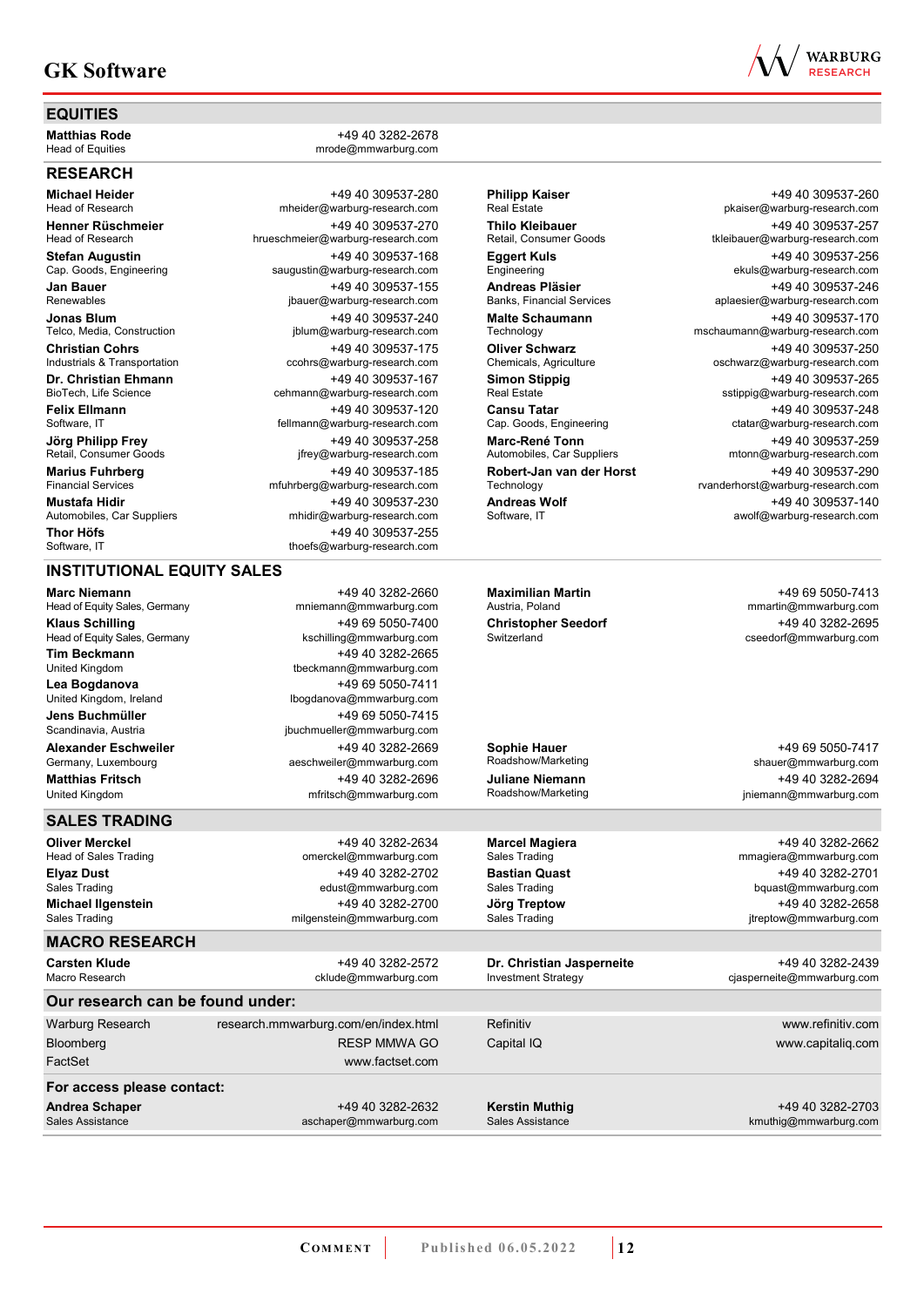## EQUITIES

**Matthias Rode** +49 40 3282-2678
Head of Equities mrode@mmwarburg.com

## RESEARCH

**Michael Heider** +49 40 309537-280
Head of Research mheider@warburg-research.com

**Henner Rüschmeier** +49 40 309537-270
Head of Research hrueschmeier@warburg-research.com

**Stefan Augustin** +49 40 309537-168
Cap. Goods, Engineering saugustin@warburg-research.com

**Jan Bauer** +49 40 309537-155
Renewables jbauer@warburg-research.com

**Jonas Blum** +49 40 309537-240
Telco, Media, Construction jblum@warburg-research.com

**Christian Cohrs** +49 40 309537-175
Industrials & Transportation ccohrs@warburg-research.com

**Dr. Christian Ehmann** +49 40 309537-167
BioTech, Life Science cehmann@warburg-research.com

**Felix Ellmann** +49 40 309537-120
Software, IT fellmann@warburg-research.com

**Jörg Philipp Frey** +49 40 309537-258
Retail, Consumer Goods jfrey@warburg-research.com

**Marius Fuhrberg** +49 40 309537-185
Financial Services mfuhrberg@warburg-research.com

**Mustafa Hidir** +49 40 309537-230
Automobiles, Car Suppliers mhidir@warburg-research.com

**Thor Höfs** +49 40 309537-255
Software, IT thoefs@warburg-research.com

**Philipp Kaiser** +49 40 309537-260
Real Estate pkaiser@warburg-research.com

**Thilo Kleibauer** +49 40 309537-257
Retail, Consumer Goods tkleibauer@warburg-research.com

**Eggert Kuls** +49 40 309537-256
Engineering ekuls@warburg-research.com

**Andreas Pläsier** +49 40 309537-246
Banks, Financial Services aplaesier@warburg-research.com

**Malte Schaumann** +49 40 309537-170
Technology mschaumann@warburg-research.com

**Oliver Schwarz** +49 40 309537-250
Chemicals, Agriculture oschwarz@warburg-research.com

**Simon Stippig** +49 40 309537-265
Real Estate sstippig@warburg-research.com

**Cansu Tatar** +49 40 309537-248
Cap. Goods, Engineering ctatar@warburg-research.com

**Marc-René Tonn** +49 40 309537-259
Automobiles, Car Suppliers mtonn@warburg-research.com

**Robert-Jan van der Horst** +49 40 309537-290
Technology rvanderhorst@warburg-research.com

**Andreas Wolf** +49 40 309537-140
Software, IT awolf@warburg-research.com

## INSTITUTIONAL EQUITY SALES

**Marc Niemann** +49 40 3282-2660
Head of Equity Sales, Germany mniemann@mmwarburg.com

**Klaus Schilling** +49 69 5050-7400
Head of Equity Sales, Germany kschilling@mmwarburg.com

**Tim Beckmann** +49 40 3282-2665
United Kingdom tbeckmann@mmwarburg.com

**Lea Bogdanova** +49 69 5050-7411
United Kingdom, Ireland lbogdanova@mmwarburg.com

**Jens Buchmüller** +49 69 5050-7415
Scandinavia, Austria jbuchmueller@mmwarburg.com

**Alexander Eschweiler** +49 40 3282-2669
Germany, Luxembourg aeschweiler@mmwarburg.com

**Matthias Fritsch** +49 40 3282-2696
United Kingdom mfritsch@mmwarburg.com

**Maximilian Martin** +49 69 5050-7413
Austria, Poland mmartin@mmwarburg.com

**Christopher Seedorf** +49 40 3282-2695
Switzerland cseedorf@mmwarburg.com

**Sophie Hauer** +49 69 5050-7417
Roadshow/Marketing shauer@mmwarburg.com

**Juliane Niemann** +49 40 3282-2694
Roadshow/Marketing jniemann@mmwarburg.com

## SALES TRADING

**Oliver Merckel** +49 40 3282-2634
Head of Sales Trading omerckel@mmwarburg.com

**Elyaz Dust** +49 40 3282-2702
Sales Trading edust@mmwarburg.com

**Michael Ilgenstein** +49 40 3282-2700
Sales Trading milgenstein@mmwarburg.com

**Marcel Magiera** +49 40 3282-2662
Sales Trading mmagiera@mmwarburg.com

**Bastian Quast** +49 40 3282-2701
Sales Trading bquast@mmwarburg.com

**Jörg Treptow** +49 40 3282-2658
Sales Trading jtreptow@mmwarburg.com

## MACRO RESEARCH

**Carsten Klude** +49 40 3282-2572
Macro Research cklude@mmwarburg.com

**Dr. Christian Jasperneite** +49 40 3282-2439
Investment Strategy cjasperneite@mmwarburg.com

## Our research can be found under:

| | | | |
|---|---|---|---|
| Warburg Research | research.mmwarburg.com/en/index.html | Refinitiv | www.refinitiv.com |
| Bloomberg | RESP MMWA GO | Capital IQ | www.capitaliq.com |
| FactSet | www.factset.com | | |

### For access please contact:

**Andrea Schaper** +49 40 3282-2632
Sales Assistance aschaper@mmwarburg.com

**Kerstin Muthig** +49 40 3282-2703
Sales Assistance kmuthig@mmwarburg.com